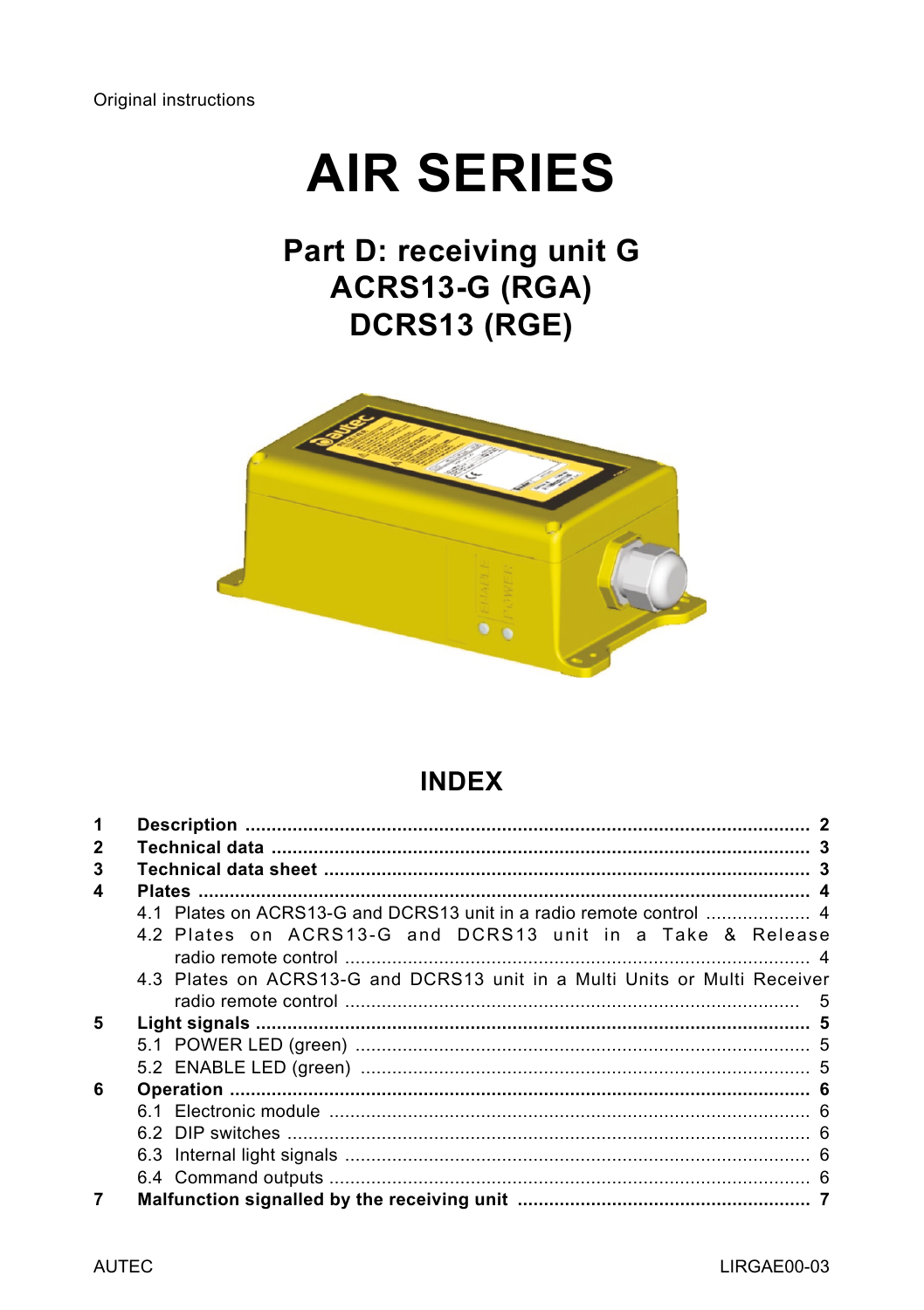Original instructions

# AIR SERIES

## Part D: receiving unit G
## ACRS13-G (RGA)
## DCRS13 (RGE)

## INDEX

| | | |
|---|---|---|
| **1** | **Description** | **2** |
| **2** | **Technical data** | **3** |
| **3** | **Technical data sheet** | **3** |
| **4** | **Plates** | **4** |
| | 4.1 Plates on ACRS13-G and DCRS13 unit in a radio remote control | 4 |
| | 4.2 Plates on ACRS13-G and DCRS13 unit in a Take & Release radio remote control | 4 |
| | 4.3 Plates on ACRS13-G and DCRS13 unit in a Multi Units or Multi Receiver radio remote control | 5 |
| **5** | **Light signals** | **5** |
| | 5.1 POWER LED (green) | 5 |
| | 5.2 ENABLE LED (green) | 5 |
| **6** | **Operation** | **6** |
| | 6.1 Electronic module | 6 |
| | 6.2 DIP switches | 6 |
| | 6.3 Internal light signals | 6 |
| | 6.4 Command outputs | 6 |
| **7** | **Malfunction signalled by the receiving unit** | **7** |

AUTEC LIRGAE00-03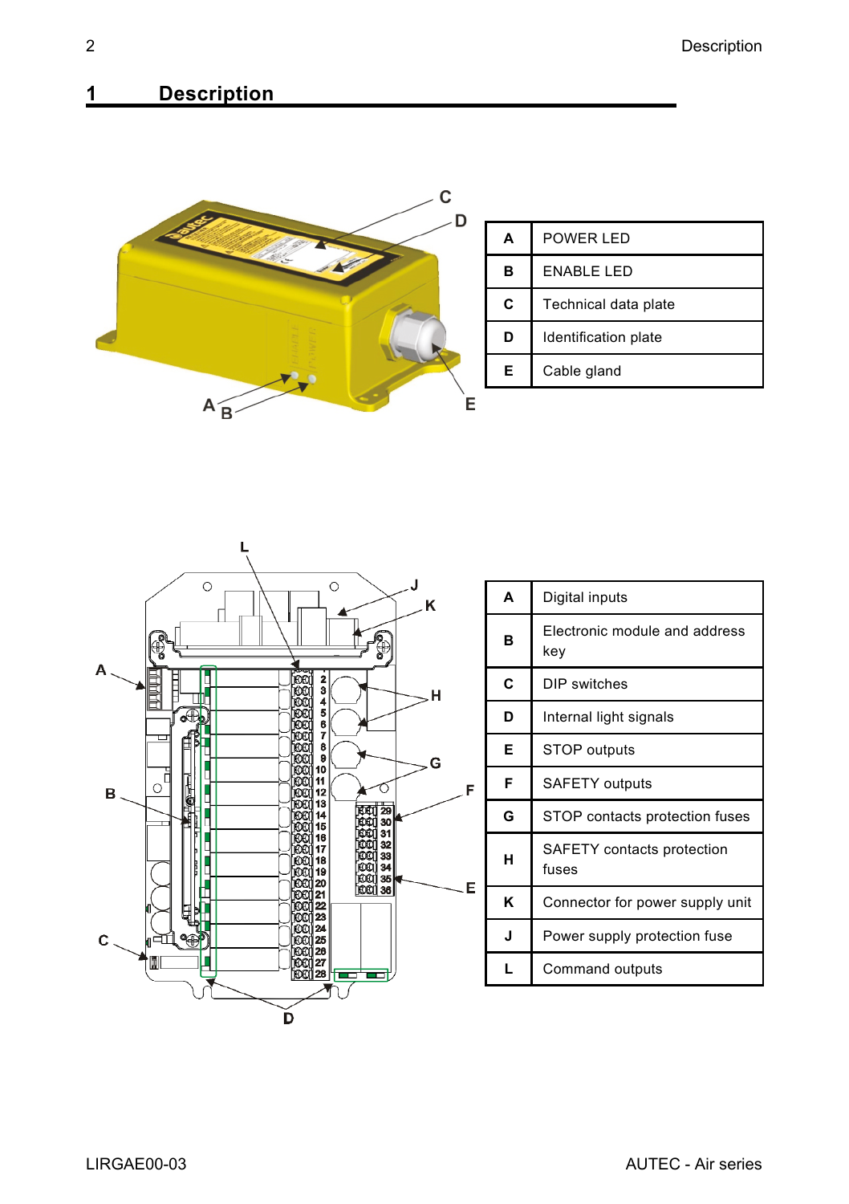# 1 Description

| A | POWER LED |
|---|---|
| B | ENABLE LED |
| C | Technical data plate |
| D | Identification plate |
| E | Cable gland |

| A | Digital inputs |
|---|---|
| B | Electronic module and address key |
| C | DIP switches |
| D | Internal light signals |
| E | STOP outputs |
| F | SAFETY outputs |
| G | STOP contacts protection fuses |
| H | SAFETY contacts protection fuses |
| K | Connector for power supply unit |
| J | Power supply protection fuse |
| L | Command outputs |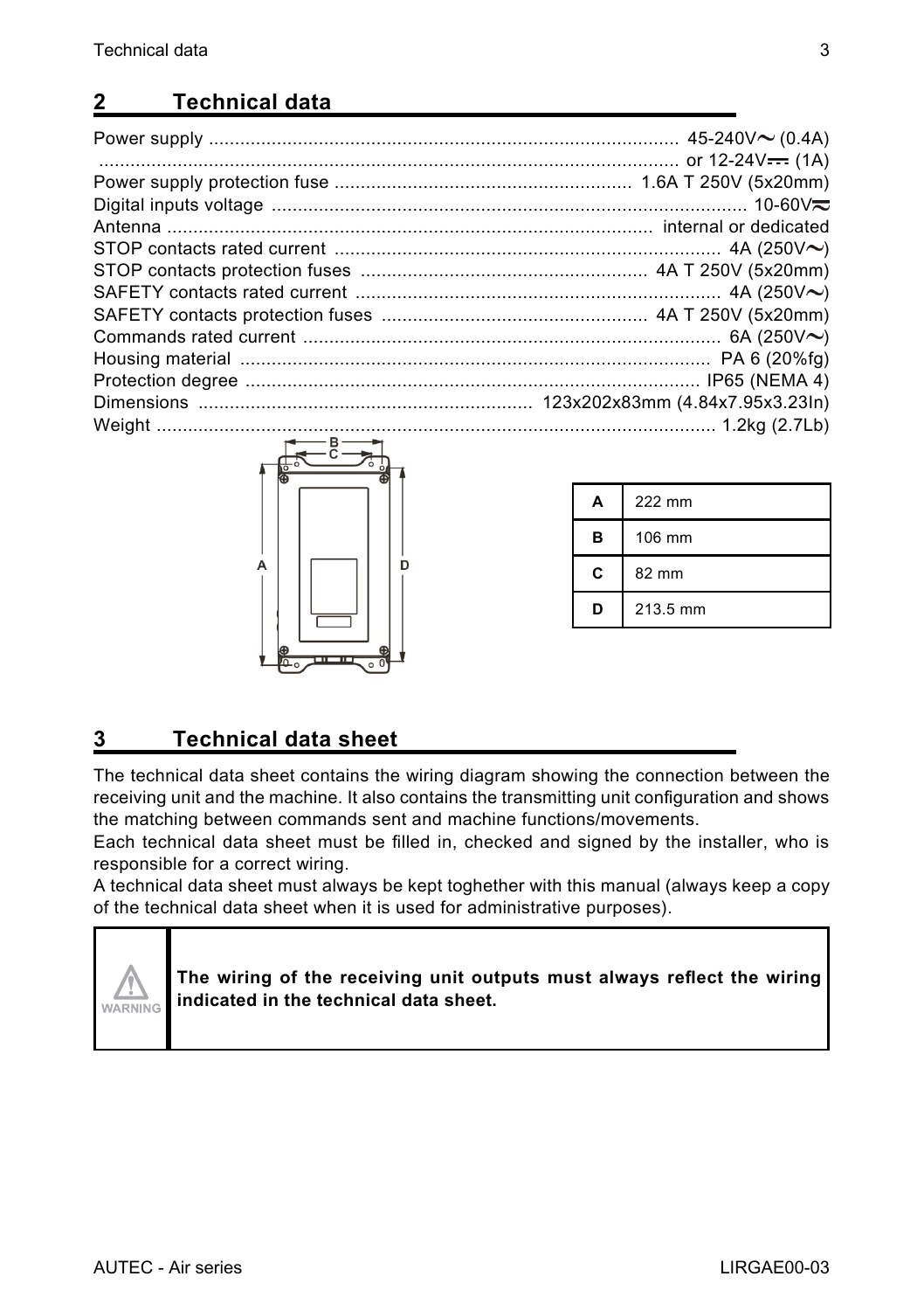## 2 Technical data

Power supply .......................................................................................... 45-240V~ (0.4A)
............................................................................................................... or 12-24V⎓ (1A)
Power supply protection fuse ........................................................ 1.6A T 250V (5x20mm)
Digital inputs voltage .......................................................................................... 10-60V≂
Antenna ............................................................................................ internal or dedicated
STOP contacts rated current .......................................................................... 4A (250V~)
STOP contacts protection fuses ...................................................... 4A T 250V (5x20mm)
SAFETY contacts rated current ...................................................................... 4A (250V~)
SAFETY contacts protection fuses .................................................. 4A T 250V (5x20mm)
Commands rated current ................................................................................ 6A (250V~)
Housing material .......................................................................................... PA 6 (20%fg)
Protection degree ...................................................................................... IP65 (NEMA 4)
Dimensions ................................................................ 123x202x83mm (4.84x7.95x3.23In)
Weight .......................................................................................................... 1.2kg (2.7Lb)

| | |
|---|---|
| **A** | 222 mm |
| **B** | 106 mm |
| **C** | 82 mm |
| **D** | 213.5 mm |

## 3 Technical data sheet

The technical data sheet contains the wiring diagram showing the connection between the receiving unit and the machine. It also contains the transmitting unit configuration and shows the matching between commands sent and machine functions/movements.

Each technical data sheet must be filled in, checked and signed by the installer, who is responsible for a correct wiring.

A technical data sheet must always be kept toghether with this manual (always keep a copy of the technical data sheet when it is used for administrative purposes).

| WARNING | **The wiring of the receiving unit outputs must always reflect the wiring indicated in the technical data sheet.** |
|---|---|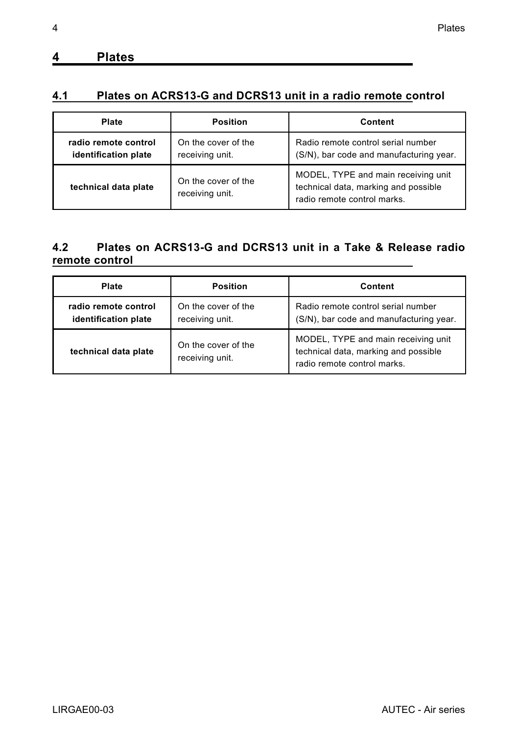# 4 Plates

## 4.1 Plates on ACRS13-G and DCRS13 unit in a radio remote control

| Plate | Position | Content |
| --- | --- | --- |
| **radio remote control identification plate** | On the cover of the receiving unit. | Radio remote control serial number (S/N), bar code and manufacturing year. |
| **technical data plate** | On the cover of the receiving unit. | MODEL, TYPE and main receiving unit technical data, marking and possible radio remote control marks. |

## 4.2 Plates on ACRS13-G and DCRS13 unit in a Take & Release radio remote control

| Plate | Position | Content |
| --- | --- | --- |
| **radio remote control identification plate** | On the cover of the receiving unit. | Radio remote control serial number (S/N), bar code and manufacturing year. |
| **technical data plate** | On the cover of the receiving unit. | MODEL, TYPE and main receiving unit technical data, marking and possible radio remote control marks. |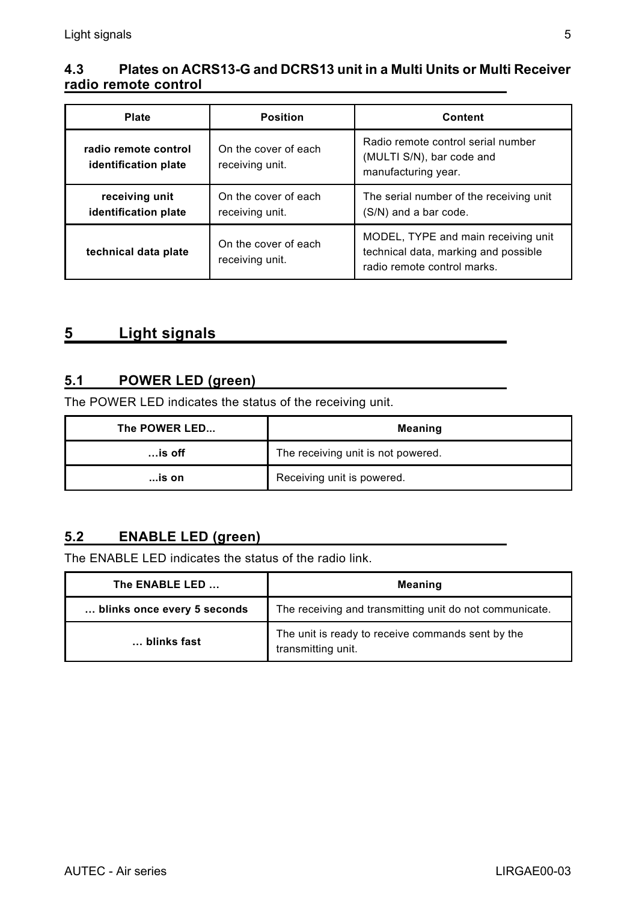### 4.3 Plates on ACRS13-G and DCRS13 unit in a Multi Units or Multi Receiver radio remote control

| Plate | Position | Content |
| --- | --- | --- |
| **radio remote control identification plate** | On the cover of each receiving unit. | Radio remote control serial number (MULTI S/N), bar code and manufacturing year. |
| **receiving unit identification plate** | On the cover of each receiving unit. | The serial number of the receiving unit (S/N) and a bar code. |
| **technical data plate** | On the cover of each receiving unit. | MODEL, TYPE and main receiving unit technical data, marking and possible radio remote control marks. |

## 5 Light signals

### 5.1 POWER LED (green)

The POWER LED indicates the status of the receiving unit.

| The POWER LED... | Meaning |
| --- | --- |
| **…is off** | The receiving unit is not powered. |
| **...is on** | Receiving unit is powered. |

### 5.2 ENABLE LED (green)

The ENABLE LED indicates the status of the radio link.

| The ENABLE LED … | Meaning |
| --- | --- |
| **… blinks once every 5 seconds** | The receiving and transmitting unit do not communicate. |
| **… blinks fast** | The unit is ready to receive commands sent by the transmitting unit. |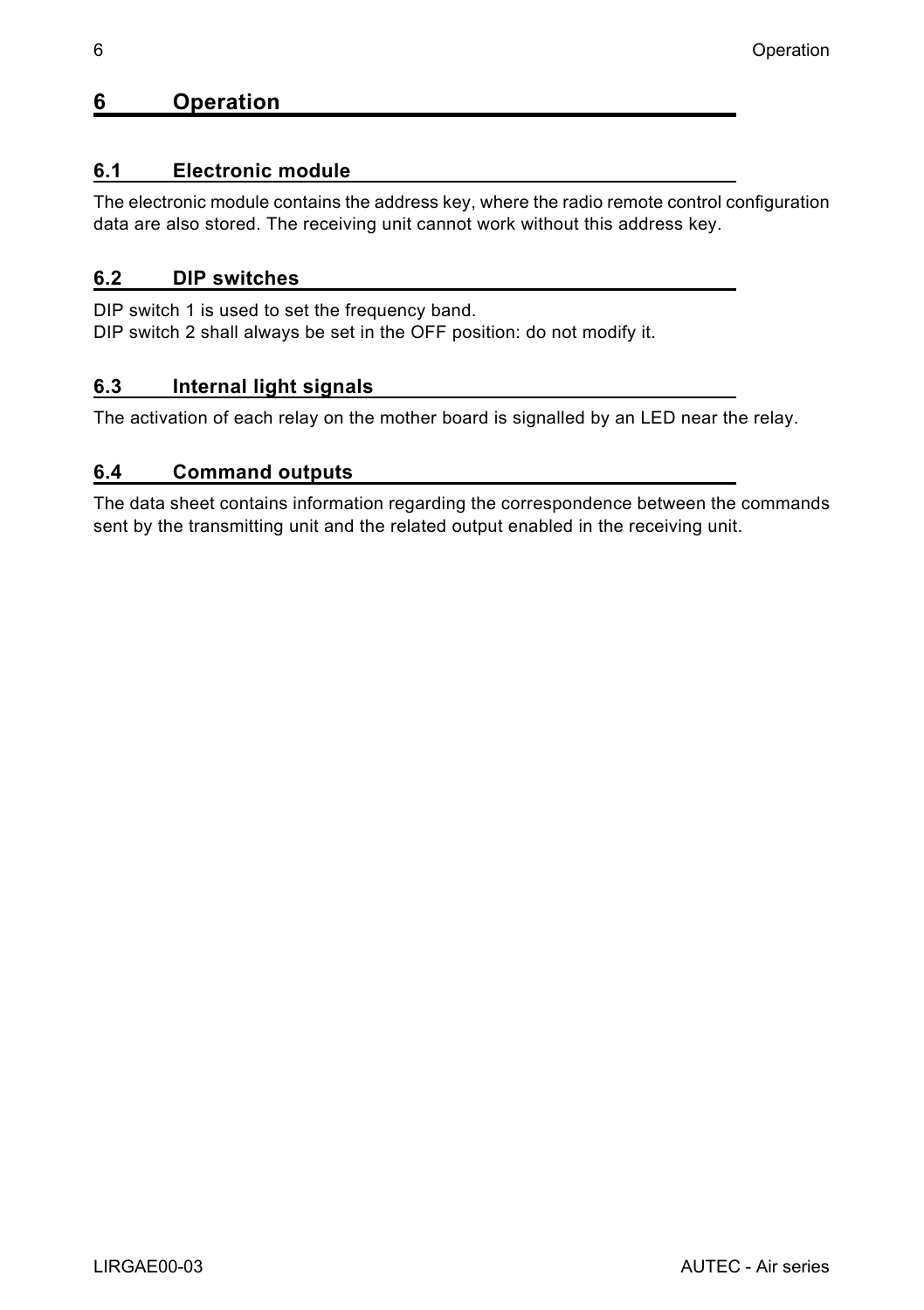# 6 Operation

## 6.1 Electronic module

The electronic module contains the address key, where the radio remote control configuration data are also stored. The receiving unit cannot work without this address key.

## 6.2 DIP switches

DIP switch 1 is used to set the frequency band.
DIP switch 2 shall always be set in the OFF position: do not modify it.

## 6.3 Internal light signals

The activation of each relay on the mother board is signalled by an LED near the relay.

## 6.4 Command outputs

The data sheet contains information regarding the correspondence between the commands sent by the transmitting unit and the related output enabled in the receiving unit.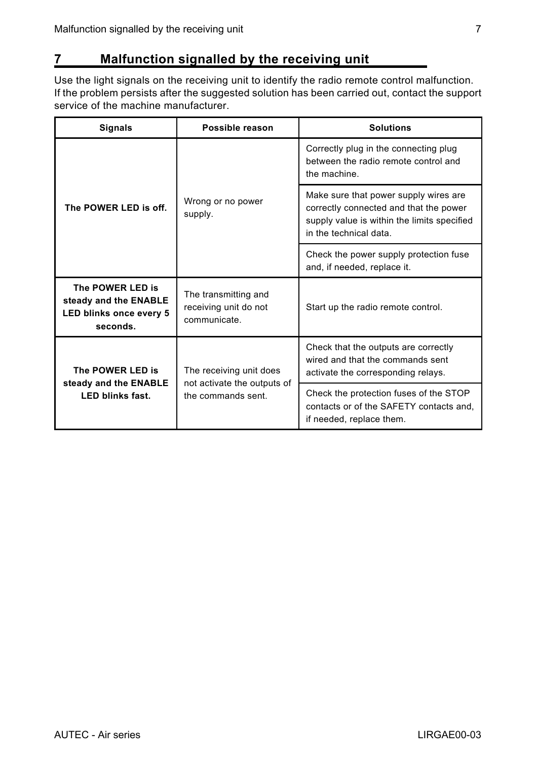# 7 Malfunction signalled by the receiving unit

Use the light signals on the receiving unit to identify the radio remote control malfunction. If the problem persists after the suggested solution has been carried out, contact the support service of the machine manufacturer.

| Signals | Possible reason | Solutions |
|---|---|---|
| **The POWER LED is off.** | Wrong or no power supply. | Correctly plug in the connecting plug between the radio remote control and the machine. |
| | | Make sure that power supply wires are correctly connected and that the power supply value is within the limits specified in the technical data. |
| | | Check the power supply protection fuse and, if needed, replace it. |
| **The POWER LED is steady and the ENABLE LED blinks once every 5 seconds.** | The transmitting and receiving unit do not communicate. | Start up the radio remote control. |
| **The POWER LED is steady and the ENABLE LED blinks fast.** | The receiving unit does not activate the outputs of the commands sent. | Check that the outputs are correctly wired and that the commands sent activate the corresponding relays. |
| | | Check the protection fuses of the STOP contacts or of the SAFETY contacts and, if needed, replace them. |